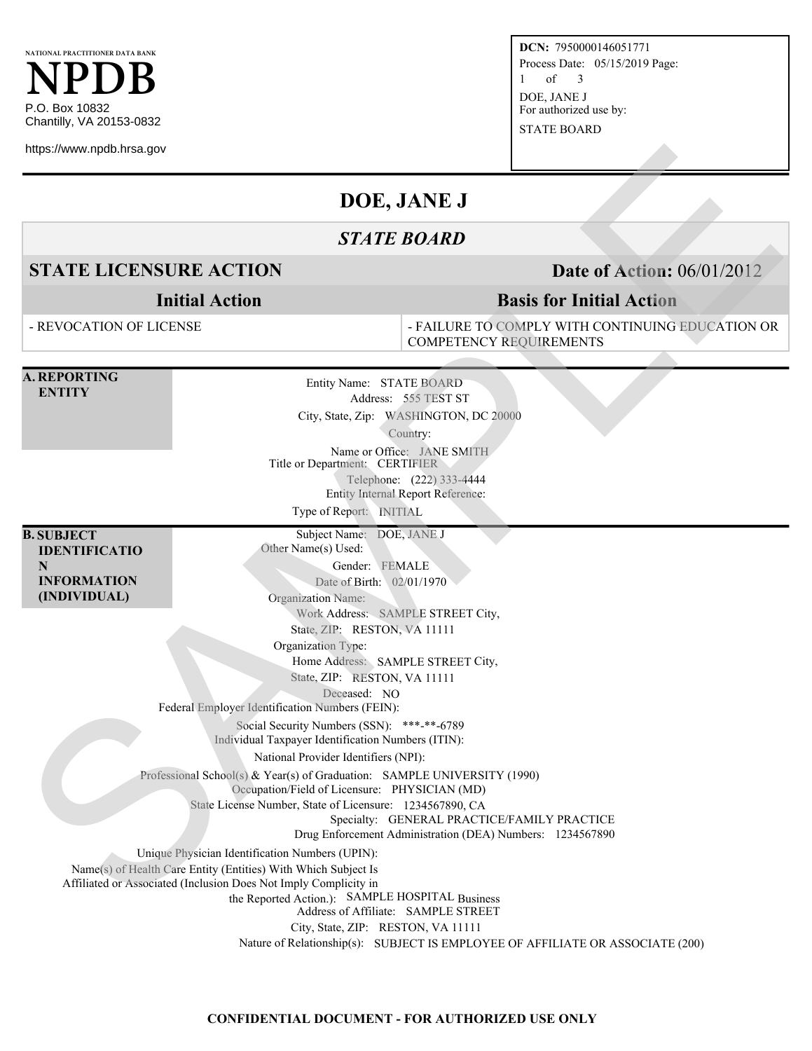NATIONAL PRACTITIONER DATA BANK

# NPDB

P.O. Box 10832
Chantilly, VA 20153-0832

https://www.npdb.hrsa.gov

**DCN:** 7950000146051771
Process Date: 05/15/2019 Page: 1 of 3
DOE, JANE J
For authorized use by:
STATE BOARD

# DOE, JANE J

## *STATE BOARD*

## STATE LICENSURE ACTION — Date of Action: 06/01/2012

| Initial Action | Basis for Initial Action |
|---|---|
| - REVOCATION OF LICENSE | - FAILURE TO COMPLY WITH CONTINUING EDUCATION OR COMPETENCY REQUIREMENTS |

### A. REPORTING ENTITY

Entity Name: STATE BOARD
Address: 555 TEST ST
City, State, Zip: WASHINGTON, DC 20000
Country:
Name or Office: JANE SMITH
Title or Department: CERTIFIER
Telephone: (222) 333-4444
Entity Internal Report Reference:
Type of Report: INITIAL

### B. SUBJECT IDENTIFICATION INFORMATION (INDIVIDUAL)

Subject Name: DOE, JANE J
Other Name(s) Used:
Gender: FEMALE
Date of Birth: 02/01/1970
Organization Name:
Work Address: SAMPLE STREET City,
State, ZIP: RESTON, VA 11111
Organization Type:
Home Address: SAMPLE STREET City,
State, ZIP: RESTON, VA 11111
Deceased: NO
Federal Employer Identification Numbers (FEIN):
Social Security Numbers (SSN): ***-**-6789
Individual Taxpayer Identification Numbers (ITIN):
National Provider Identifiers (NPI):
Professional School(s) & Year(s) of Graduation: SAMPLE UNIVERSITY (1990)
Occupation/Field of Licensure: PHYSICIAN (MD)
State License Number, State of Licensure: 1234567890, CA
Specialty: GENERAL PRACTICE/FAMILY PRACTICE
Drug Enforcement Administration (DEA) Numbers: 1234567890
Unique Physician Identification Numbers (UPIN):
Name(s) of Health Care Entity (Entities) With Which Subject Is Affiliated or Associated (Inclusion Does Not Imply Complicity in the Reported Action.): SAMPLE HOSPITAL
Business Address of Affiliate: SAMPLE STREET
City, State, ZIP: RESTON, VA 11111
Nature of Relationship(s): SUBJECT IS EMPLOYEE OF AFFILIATE OR ASSOCIATE (200)

**CONFIDENTIAL DOCUMENT - FOR AUTHORIZED USE ONLY**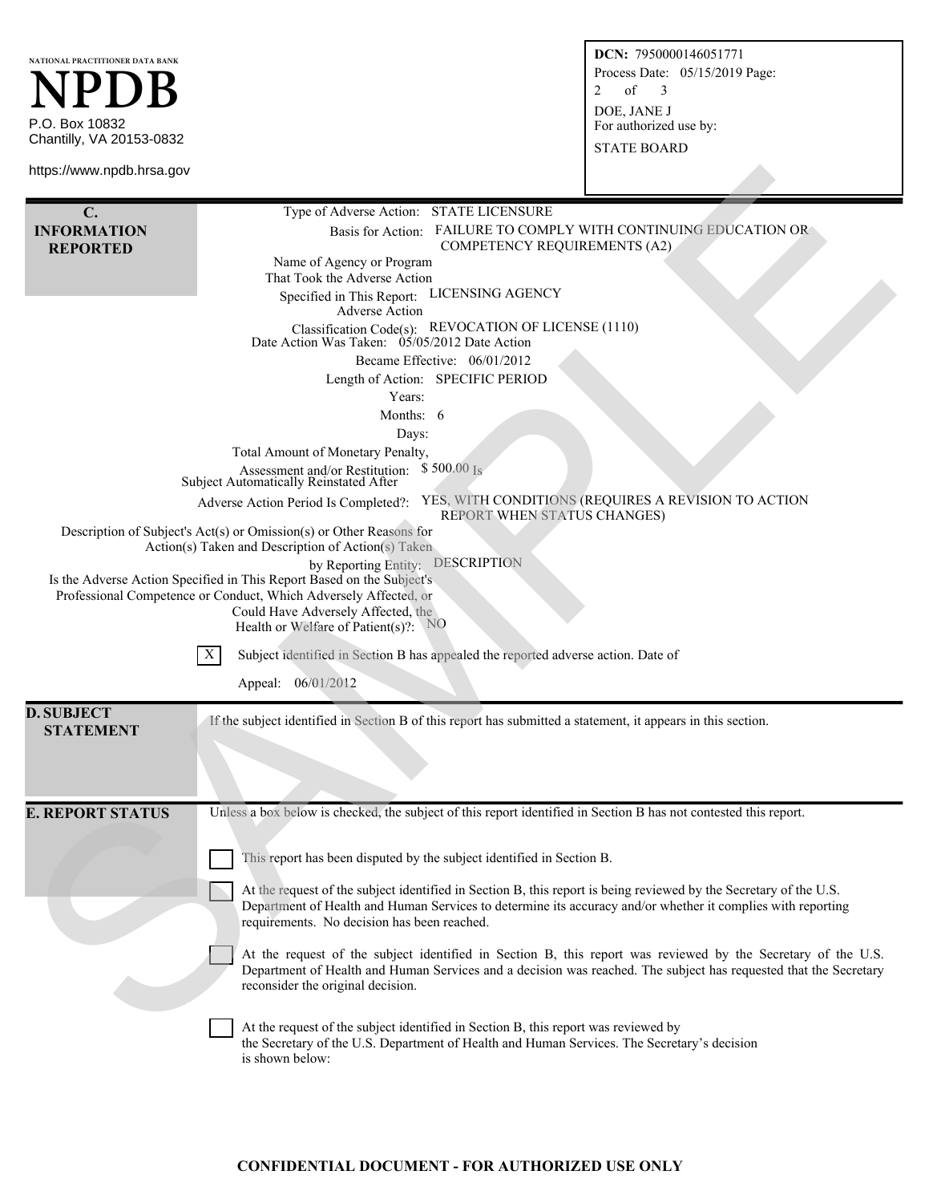NATIONAL PRACTITIONER DATA BANK

# NPDB

P.O. Box 10832
Chantilly, VA 20153-0832

https://www.npdb.hrsa.gov

**DCN:** 7950000146051771
Process Date: 05/15/2019

DOE, JANE J
For authorized use by:

STATE BOARD

## C. INFORMATION REPORTED

Type of Adverse Action: STATE LICENSURE

Basis for Action: FAILURE TO COMPLY WITH CONTINUING EDUCATION OR COMPETENCY REQUIREMENTS (A2)

Name of Agency or Program That Took the Adverse Action Specified in This Report: LICENSING AGENCY

Adverse Action Classification Code(s): REVOCATION OF LICENSE (1110)

Date Action Was Taken: 05/05/2012

Date Action Became Effective: 06/01/2012

Length of Action: SPECIFIC PERIOD

Years:

Months: 6

Days:

Total Amount of Monetary Penalty, Assessment and/or Restitution: $ 500.00

Is Subject Automatically Reinstated After Adverse Action Period Is Completed?: YES, WITH CONDITIONS (REQUIRES A REVISION TO ACTION REPORT WHEN STATUS CHANGES)

Description of Subject's Act(s) or Omission(s) or Other Reasons for Action(s) Taken and Description of Action(s) Taken by Reporting Entity: DESCRIPTION

Is the Adverse Action Specified in This Report Based on the Subject's Professional Competence or Conduct, Which Adversely Affected, or Could Have Adversely Affected, the Health or Welfare of Patient(s)?: NO

[X] Subject identified in Section B has appealed the reported adverse action. Date of Appeal: 06/01/2012

## D. SUBJECT STATEMENT

If the subject identified in Section B of this report has submitted a statement, it appears in this section.

## E. REPORT STATUS

Unless a box below is checked, the subject of this report identified in Section B has not contested this report.

[ ] This report has been disputed by the subject identified in Section B.

[ ] At the request of the subject identified in Section B, this report is being reviewed by the Secretary of the U.S. Department of Health and Human Services to determine its accuracy and/or whether it complies with reporting requirements. No decision has been reached.

[ ] At the request of the subject identified in Section B, this report was reviewed by the Secretary of the U.S. Department of Health and Human Services and a decision was reached. The subject has requested that the Secretary reconsider the original decision.

[ ] At the request of the subject identified in Section B, this report was reviewed by the Secretary of the U.S. Department of Health and Human Services. The Secretary's decision is shown below:

**CONFIDENTIAL DOCUMENT - FOR AUTHORIZED USE ONLY**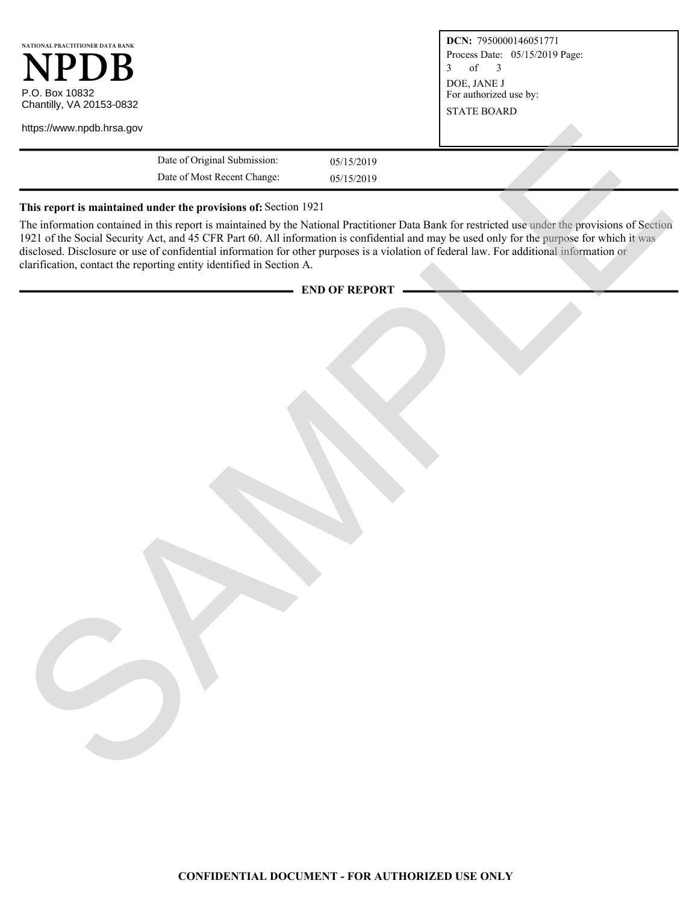NATIONAL PRACTITIONER DATA BANK

# NPDB

P.O. Box 10832
Chantilly, VA 20153-0832

https://www.npdb.hrsa.gov

**DCN:** 7950000146051771
Process Date: 05/15/2019
DOE, JANE J
For authorized use by:
STATE BOARD

| | |
|---|---|
| Date of Original Submission: | 05/15/2019 |
| Date of Most Recent Change: | 05/15/2019 |

**This report is maintained under the provisions of:** Section 1921

The information contained in this report is maintained by the National Practitioner Data Bank for restricted use under the provisions of Section 1921 of the Social Security Act, and 45 CFR Part 60. All information is confidential and may be used only for the purpose for which it was disclosed. Disclosure or use of confidential information for other purposes is a violation of federal law. For additional information or clarification, contact the reporting entity identified in Section A.

**END OF REPORT**

**CONFIDENTIAL DOCUMENT - FOR AUTHORIZED USE ONLY**